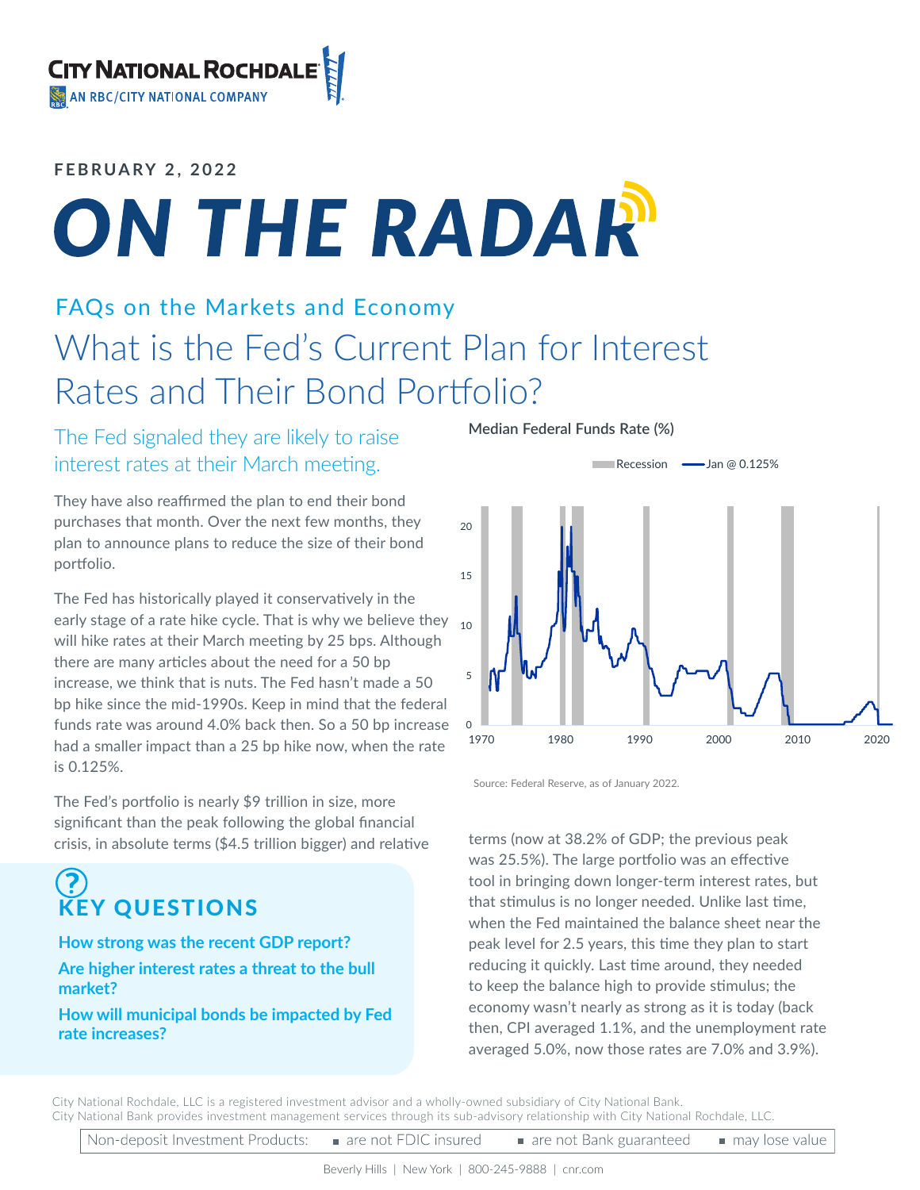FEBRUARY 2, 2022

# ON THE RADAR

## FAQs on the Markets and Economy

# What is the Fed's Current Plan for Interest Rates and Their Bond Portfolio?

### The Fed signaled they are likely to raise interest rates at their March meeting.

They have also reaffirmed the plan to end their bond purchases that month. Over the next few months, they plan to announce plans to reduce the size of their bond portfolio.

The Fed has historically played it conservatively in the early stage of a rate hike cycle. That is why we believe they will hike rates at their March meeting by 25 bps. Although there are many articles about the need for a 50 bp increase, we think that is nuts. The Fed hasn't made a 50 bp hike since the mid-1990s. Keep in mind that the federal funds rate was around 4.0% back then. So a 50 bp increase had a smaller impact than a 25 bp hike now, when the rate is 0.125%.

**Median Federal Funds Rate (%)**

Recession — Jan @ 0.125%

Source: Federal Reserve, as of January 2022.

The Fed's portfolio is nearly $9 trillion in size, more significant than the peak following the global financial crisis, in absolute terms ($4.5 trillion bigger) and relative terms (now at 38.2% of GDP; the previous peak was 25.5%). The large portfolio was an effective tool in bringing down longer-term interest rates, but that stimulus is no longer needed. Unlike last time, when the Fed maintained the balance sheet near the peak level for 2.5 years, this time they plan to start reducing it quickly. Last time around, they needed to keep the balance high to provide stimulus; the economy wasn't nearly as strong as it is today (back then, CPI averaged 1.1%, and the unemployment rate averaged 5.0%, now those rates are 7.0% and 3.9%).

## KEY QUESTIONS

**How strong was the recent GDP report?**

**Are higher interest rates a threat to the bull market?**

**How will municipal bonds be impacted by Fed rate increases?**

City National Rochdale, LLC is a registered investment advisor and a wholly-owned subsidiary of City National Bank.
City National Bank provides investment management services through its sub-advisory relationship with City National Rochdale, LLC.

Non-deposit Investment Products: ■ are not FDIC insured ■ are not Bank guaranteed ■ may lose value

Beverly Hills | New York | 800-245-9888 | cnr.com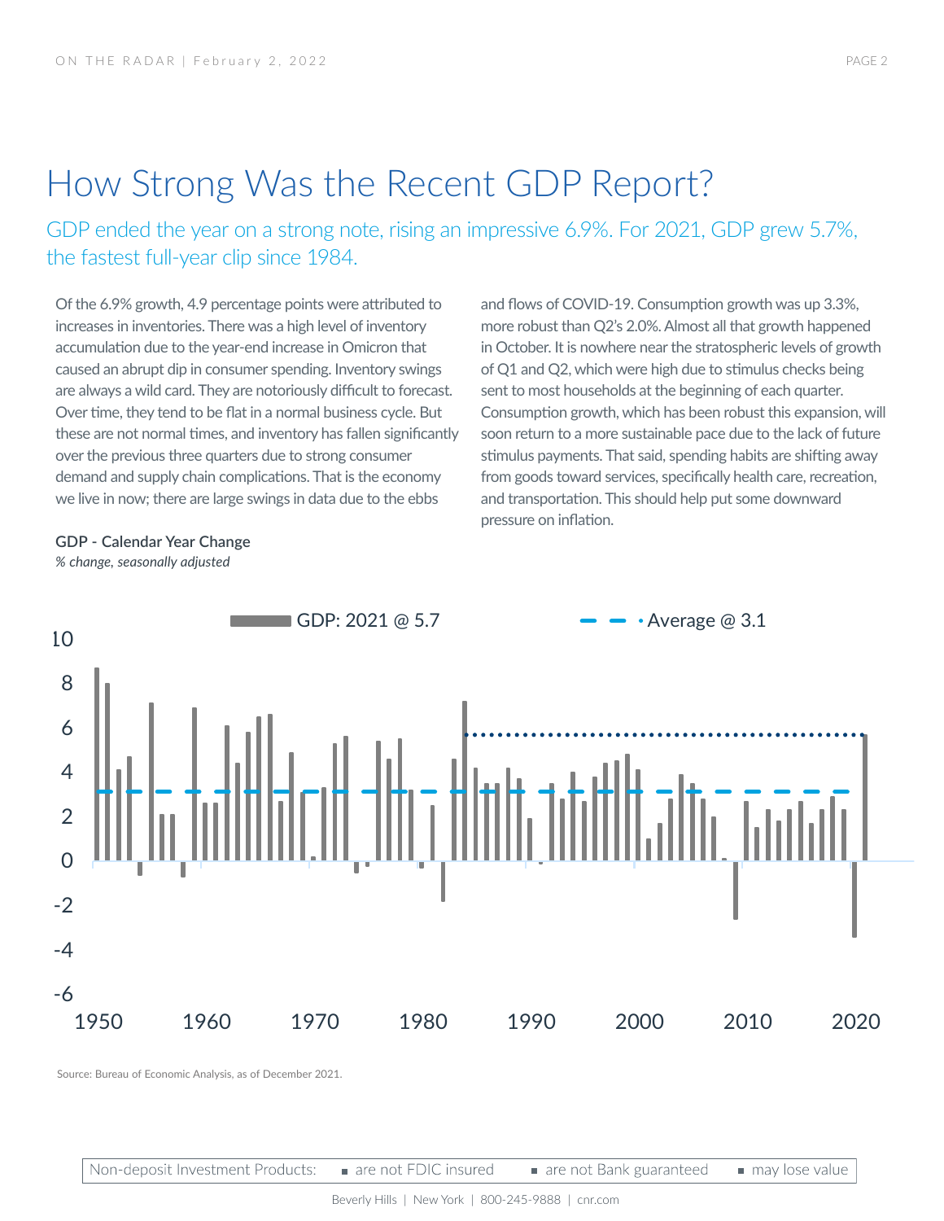# How Strong Was the Recent GDP Report?

## GDP ended the year on a strong note, rising an impressive 6.9%. For 2021, GDP grew 5.7%, the fastest full-year clip since 1984.

Of the 6.9% growth, 4.9 percentage points were attributed to increases in inventories. There was a high level of inventory accumulation due to the year-end increase in Omicron that caused an abrupt dip in consumer spending. Inventory swings are always a wild card. They are notoriously difficult to forecast. Over time, they tend to be flat in a normal business cycle. But these are not normal times, and inventory has fallen significantly over the previous three quarters due to strong consumer demand and supply chain complications. That is the economy we live in now; there are large swings in data due to the ebbs and flows of COVID-19. Consumption growth was up 3.3%, more robust than Q2's 2.0%. Almost all that growth happened in October. It is nowhere near the stratospheric levels of growth of Q1 and Q2, which were high due to stimulus checks being sent to most households at the beginning of each quarter. Consumption growth, which has been robust this expansion, will soon return to a more sustainable pace due to the lack of future stimulus payments. That said, spending habits are shifting away from goods toward services, specifically health care, recreation, and transportation. This should help put some downward pressure on inflation.

**GDP - Calendar Year Change**

*% change, seasonally adjusted*

GDP: 2021 @ 5.7 — Average @ 3.1

Source: Bureau of Economic Analysis, as of December 2021.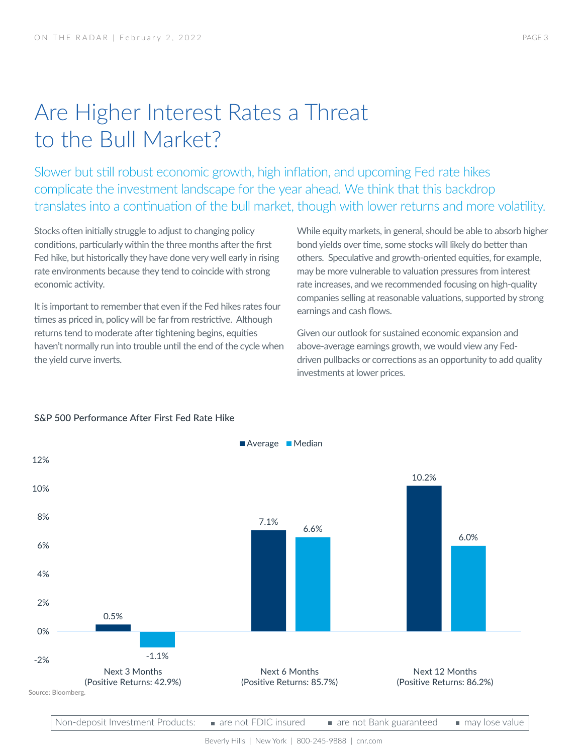# Are Higher Interest Rates a Threat to the Bull Market?

## Slower but still robust economic growth, high inflation, and upcoming Fed rate hikes complicate the investment landscape for the year ahead. We think that this backdrop translates into a continuation of the bull market, though with lower returns and more volatility.

Stocks often initially struggle to adjust to changing policy conditions, particularly within the three months after the first Fed hike, but historically they have done very well early in rising rate environments because they tend to coincide with strong economic activity.

It is important to remember that even if the Fed hikes rates four times as priced in, policy will be far from restrictive. Although returns tend to moderate after tightening begins, equities haven't normally run into trouble until the end of the cycle when the yield curve inverts.

While equity markets, in general, should be able to absorb higher bond yields over time, some stocks will likely do better than others. Speculative and growth-oriented equities, for example, may be more vulnerable to valuation pressures from interest rate increases, and we recommended focusing on high-quality companies selling at reasonable valuations, supported by strong earnings and cash flows.

Given our outlook for sustained economic expansion and above-average earnings growth, we would view any Fed-driven pullbacks or corrections as an opportunity to add quality investments at lower prices.

**S&P 500 Performance After First Fed Rate Hike**

| | Average | Median |
|---|---|---|
| Next 3 Months (Positive Returns: 42.9%) | 0.5% | -1.1% |
| Next 6 Months (Positive Returns: 85.7%) | 7.1% | 6.6% |
| Next 12 Months (Positive Returns: 86.2%) | 10.2% | 6.0% |

Source: Bloomberg.

Non-deposit Investment Products: ▪ are not FDIC insured ▪ are not Bank guaranteed ▪ may lose value

Beverly Hills | New York | 800-245-9888 | cnr.com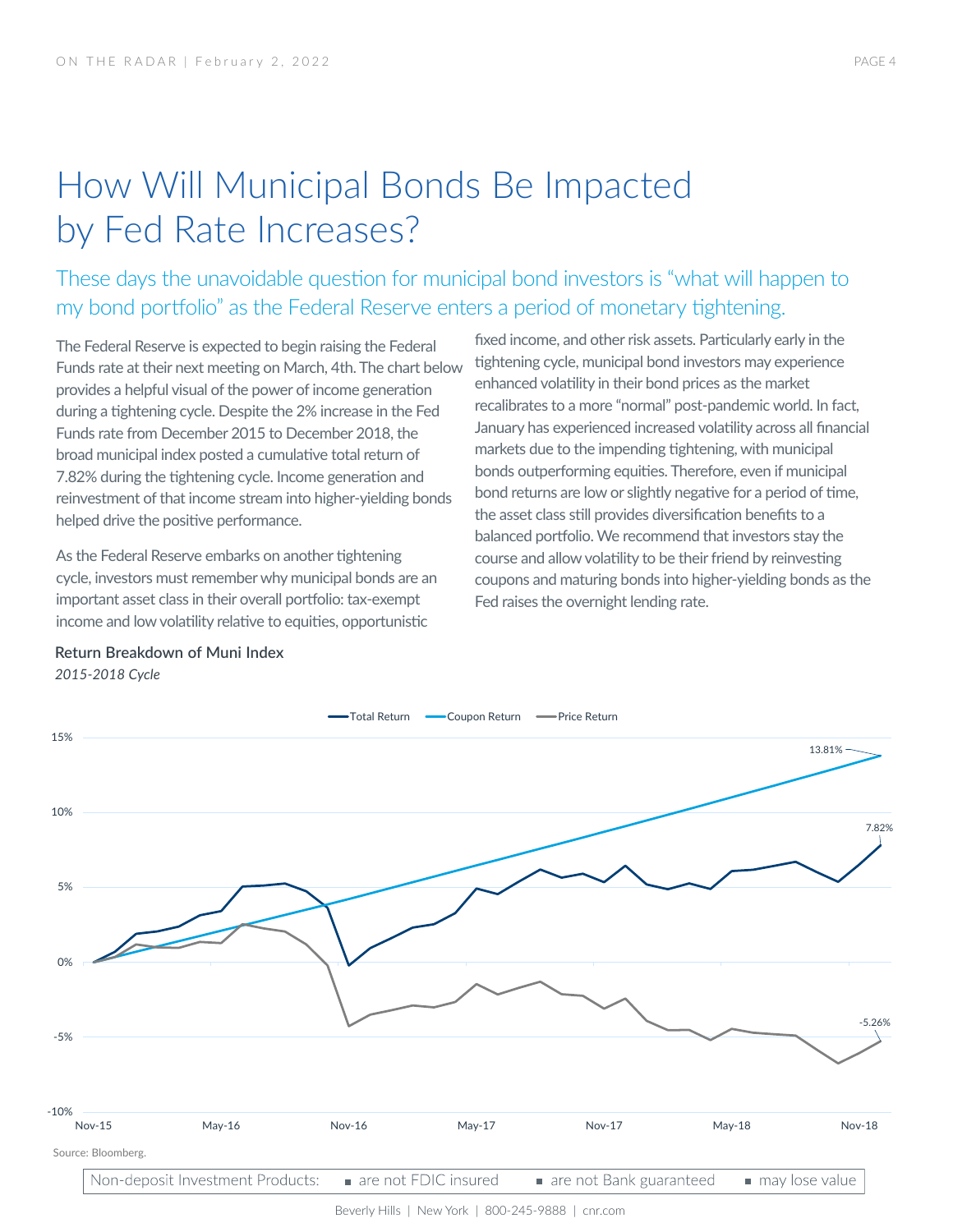# How Will Municipal Bonds Be Impacted by Fed Rate Increases?

These days the unavoidable question for municipal bond investors is "what will happen to my bond portfolio" as the Federal Reserve enters a period of monetary tightening.

The Federal Reserve is expected to begin raising the Federal Funds rate at their next meeting on March, 4th. The chart below provides a helpful visual of the power of income generation during a tightening cycle. Despite the 2% increase in the Fed Funds rate from December 2015 to December 2018, the broad municipal index posted a cumulative total return of 7.82% during the tightening cycle. Income generation and reinvestment of that income stream into higher-yielding bonds helped drive the positive performance.

As the Federal Reserve embarks on another tightening cycle, investors must remember why municipal bonds are an important asset class in their overall portfolio: tax-exempt income and low volatility relative to equities, opportunistic fixed income, and other risk assets. Particularly early in the tightening cycle, municipal bond investors may experience enhanced volatility in their bond prices as the market recalibrates to a more "normal" post-pandemic world. In fact, January has experienced increased volatility across all financial markets due to the impending tightening, with municipal bonds outperforming equities. Therefore, even if municipal bond returns are low or slightly negative for a period of time, the asset class still provides diversification benefits to a balanced portfolio. We recommend that investors stay the course and allow volatility to be their friend by reinvesting coupons and maturing bonds into higher-yielding bonds as the Fed raises the overnight lending rate.

**Return Breakdown of Muni Index**
*2015-2018 Cycle*

Total Return | Coupon Return | Price Return

13.81%

7.82%

-5.26%

Nov-15 | May-16 | Nov-16 | May-17 | Nov-17 | May-18 | Nov-18

Source: Bloomberg.

Non-deposit Investment Products: ▪ are not FDIC insured ▪ are not Bank guaranteed ▪ may lose value

Beverly Hills | New York | 800-245-9888 | cnr.com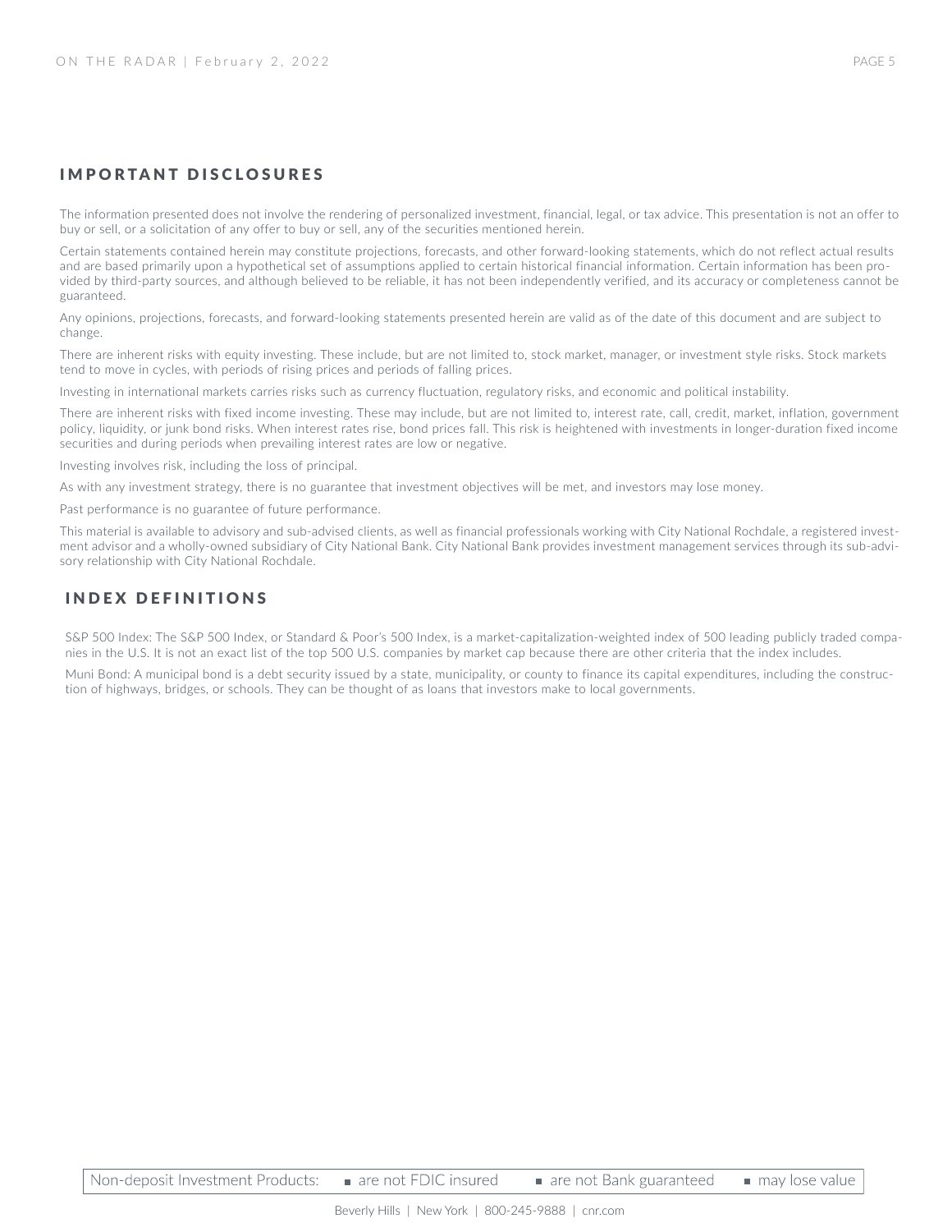## IMPORTANT DISCLOSURES

The information presented does not involve the rendering of personalized investment, financial, legal, or tax advice. This presentation is not an offer to buy or sell, or a solicitation of any offer to buy or sell, any of the securities mentioned herein.

Certain statements contained herein may constitute projections, forecasts, and other forward-looking statements, which do not reflect actual results and are based primarily upon a hypothetical set of assumptions applied to certain historical financial information. Certain information has been provided by third-party sources, and although believed to be reliable, it has not been independently verified, and its accuracy or completeness cannot be guaranteed.

Any opinions, projections, forecasts, and forward-looking statements presented herein are valid as of the date of this document and are subject to change.

There are inherent risks with equity investing. These include, but are not limited to, stock market, manager, or investment style risks. Stock markets tend to move in cycles, with periods of rising prices and periods of falling prices.

Investing in international markets carries risks such as currency fluctuation, regulatory risks, and economic and political instability.

There are inherent risks with fixed income investing. These may include, but are not limited to, interest rate, call, credit, market, inflation, government policy, liquidity, or junk bond risks. When interest rates rise, bond prices fall. This risk is heightened with investments in longer-duration fixed income securities and during periods when prevailing interest rates are low or negative.

Investing involves risk, including the loss of principal.

As with any investment strategy, there is no guarantee that investment objectives will be met, and investors may lose money.

Past performance is no guarantee of future performance.

This material is available to advisory and sub-advised clients, as well as financial professionals working with City National Rochdale, a registered investment advisor and a wholly-owned subsidiary of City National Bank. City National Bank provides investment management services through its sub-advisory relationship with City National Rochdale.

## INDEX DEFINITIONS

S&P 500 Index: The S&P 500 Index, or Standard & Poor's 500 Index, is a market-capitalization-weighted index of 500 leading publicly traded companies in the U.S. It is not an exact list of the top 500 U.S. companies by market cap because there are other criteria that the index includes.

Muni Bond: A municipal bond is a debt security issued by a state, municipality, or county to finance its capital expenditures, including the construction of highways, bridges, or schools. They can be thought of as loans that investors make to local governments.

Non-deposit Investment Products: ■ are not FDIC insured ■ are not Bank guaranteed ■ may lose value

Beverly Hills | New York | 800-245-9888 | cnr.com